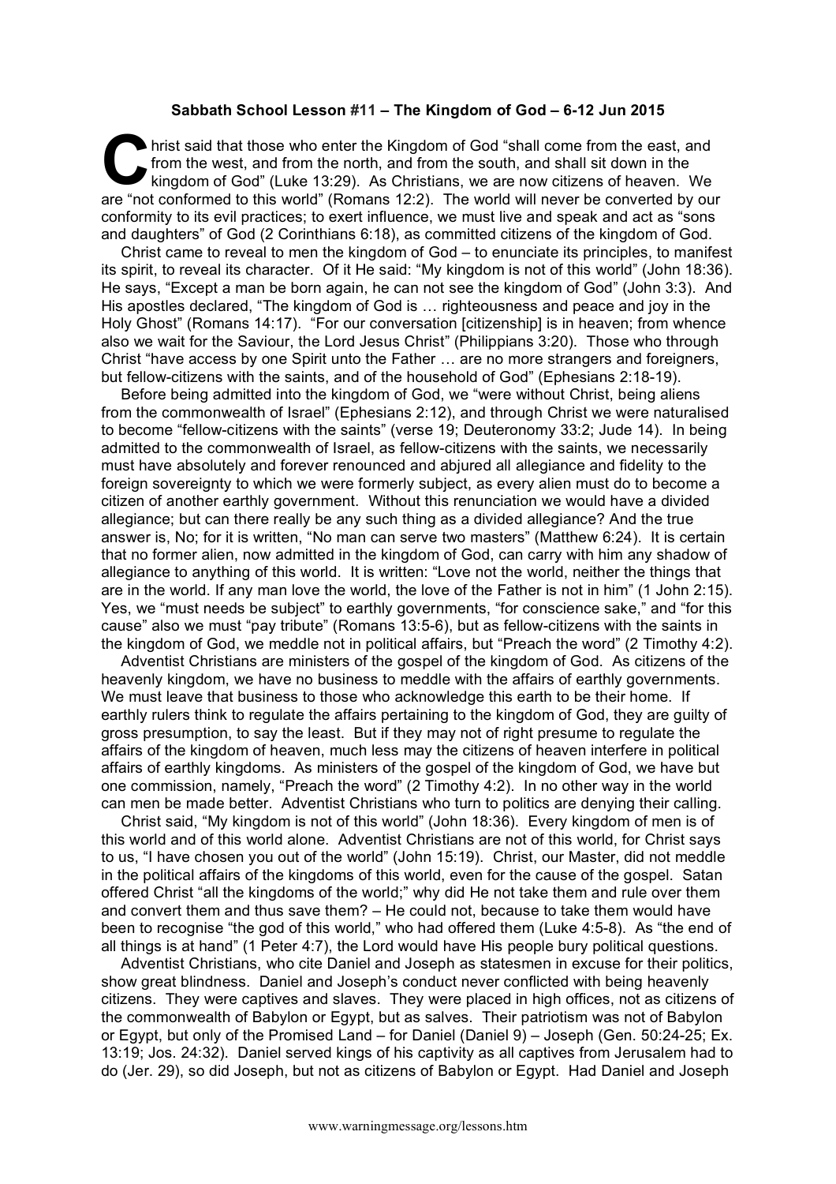**Sabbath School Lesson #11 – The Kingdom of God – 6-12 Jun 2015**

Christ said that those who enter the Kingdom of God "shall come from the east, and from the west, and from the north, and from the south, and shall sit down in the kingdom of God" (Luke 13:29). As Christians, we are now citizens of heaven. We are "not conformed to this world" (Romans 12:2). The world will never be converted by our conformity to its evil practices; to exert influence, we must live and speak and act as "sons and daughters" of God (2 Corinthians 6:18), as committed citizens of the kingdom of God.

Christ came to reveal to men the kingdom of God – to enunciate its principles, to manifest its spirit, to reveal its character. Of it He said: "My kingdom is not of this world" (John 18:36). He says, "Except a man be born again, he can not see the kingdom of God" (John 3:3). And His apostles declared, "The kingdom of God is … righteousness and peace and joy in the Holy Ghost" (Romans 14:17). "For our conversation [citizenship] is in heaven; from whence also we wait for the Saviour, the Lord Jesus Christ" (Philippians 3:20). Those who through Christ "have access by one Spirit unto the Father … are no more strangers and foreigners, but fellow-citizens with the saints, and of the household of God" (Ephesians 2:18-19).

Before being admitted into the kingdom of God, we "were without Christ, being aliens from the commonwealth of Israel" (Ephesians 2:12), and through Christ we were naturalised to become "fellow-citizens with the saints" (verse 19; Deuteronomy 33:2; Jude 14). In being admitted to the commonwealth of Israel, as fellow-citizens with the saints, we necessarily must have absolutely and forever renounced and abjured all allegiance and fidelity to the foreign sovereignty to which we were formerly subject, as every alien must do to become a citizen of another earthly government. Without this renunciation we would have a divided allegiance; but can there really be any such thing as a divided allegiance? And the true answer is, No; for it is written, "No man can serve two masters" (Matthew 6:24). It is certain that no former alien, now admitted in the kingdom of God, can carry with him any shadow of allegiance to anything of this world. It is written: "Love not the world, neither the things that are in the world. If any man love the world, the love of the Father is not in him" (1 John 2:15). Yes, we "must needs be subject" to earthly governments, "for conscience sake," and "for this cause" also we must "pay tribute" (Romans 13:5-6), but as fellow-citizens with the saints in the kingdom of God, we meddle not in political affairs, but "Preach the word" (2 Timothy 4:2).

Adventist Christians are ministers of the gospel of the kingdom of God. As citizens of the heavenly kingdom, we have no business to meddle with the affairs of earthly governments. We must leave that business to those who acknowledge this earth to be their home. If earthly rulers think to regulate the affairs pertaining to the kingdom of God, they are guilty of gross presumption, to say the least. But if they may not of right presume to regulate the affairs of the kingdom of heaven, much less may the citizens of heaven interfere in political affairs of earthly kingdoms. As ministers of the gospel of the kingdom of God, we have but one commission, namely, "Preach the word" (2 Timothy 4:2). In no other way in the world can men be made better. Adventist Christians who turn to politics are denying their calling.

Christ said, "My kingdom is not of this world" (John 18:36). Every kingdom of men is of this world and of this world alone. Adventist Christians are not of this world, for Christ says to us, "I have chosen you out of the world" (John 15:19). Christ, our Master, did not meddle in the political affairs of the kingdoms of this world, even for the cause of the gospel. Satan offered Christ "all the kingdoms of the world;" why did He not take them and rule over them and convert them and thus save them? – He could not, because to take them would have been to recognise "the god of this world," who had offered them (Luke 4:5-8). As "the end of all things is at hand" (1 Peter 4:7), the Lord would have His people bury political questions.

Adventist Christians, who cite Daniel and Joseph as statesmen in excuse for their politics, show great blindness. Daniel and Joseph's conduct never conflicted with being heavenly citizens. They were captives and slaves. They were placed in high offices, not as citizens of the commonwealth of Babylon or Egypt, but as salves. Their patriotism was not of Babylon or Egypt, but only of the Promised Land – for Daniel (Daniel 9) – Joseph (Gen. 50:24-25; Ex. 13:19; Jos. 24:32). Daniel served kings of his captivity as all captives from Jerusalem had to do (Jer. 29), so did Joseph, but not as citizens of Babylon or Egypt. Had Daniel and Joseph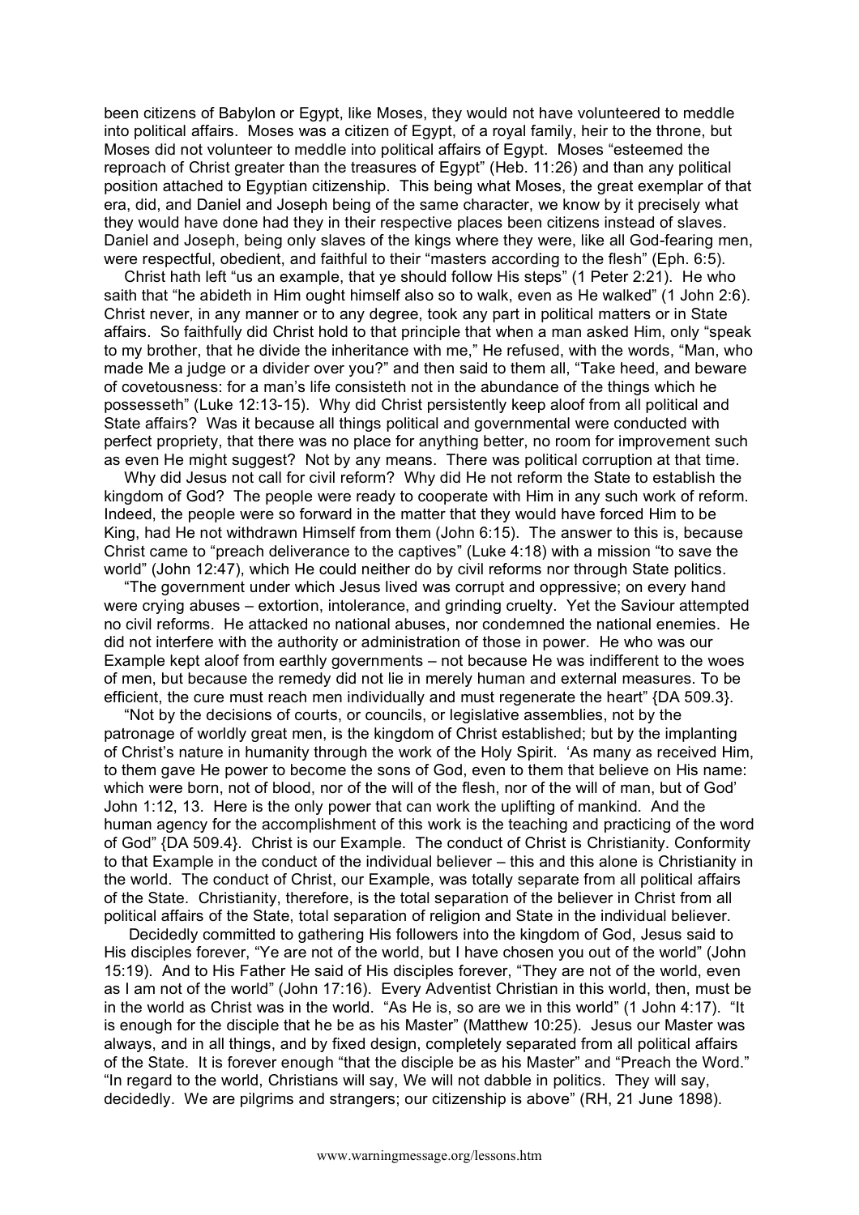been citizens of Babylon or Egypt, like Moses, they would not have volunteered to meddle into political affairs. Moses was a citizen of Egypt, of a royal family, heir to the throne, but Moses did not volunteer to meddle into political affairs of Egypt. Moses "esteemed the reproach of Christ greater than the treasures of Egypt" (Heb. 11:26) and than any political position attached to Egyptian citizenship. This being what Moses, the great exemplar of that era, did, and Daniel and Joseph being of the same character, we know by it precisely what they would have done had they in their respective places been citizens instead of slaves. Daniel and Joseph, being only slaves of the kings where they were, like all God-fearing men, were respectful, obedient, and faithful to their "masters according to the flesh" (Eph. 6:5).

Christ hath left "us an example, that ye should follow His steps" (1 Peter 2:21). He who saith that "he abideth in Him ought himself also so to walk, even as He walked" (1 John 2:6). Christ never, in any manner or to any degree, took any part in political matters or in State affairs. So faithfully did Christ hold to that principle that when a man asked Him, only "speak to my brother, that he divide the inheritance with me," He refused, with the words, "Man, who made Me a judge or a divider over you?" and then said to them all, "Take heed, and beware of covetousness: for a man's life consisteth not in the abundance of the things which he possesseth" (Luke 12:13-15). Why did Christ persistently keep aloof from all political and State affairs? Was it because all things political and governmental were conducted with perfect propriety, that there was no place for anything better, no room for improvement such as even He might suggest? Not by any means. There was political corruption at that time.

Why did Jesus not call for civil reform? Why did He not reform the State to establish the kingdom of God? The people were ready to cooperate with Him in any such work of reform. Indeed, the people were so forward in the matter that they would have forced Him to be King, had He not withdrawn Himself from them (John 6:15). The answer to this is, because Christ came to "preach deliverance to the captives" (Luke 4:18) with a mission "to save the world" (John 12:47), which He could neither do by civil reforms nor through State politics.

"The government under which Jesus lived was corrupt and oppressive; on every hand were crying abuses – extortion, intolerance, and grinding cruelty. Yet the Saviour attempted no civil reforms. He attacked no national abuses, nor condemned the national enemies. He did not interfere with the authority or administration of those in power. He who was our Example kept aloof from earthly governments – not because He was indifferent to the woes of men, but because the remedy did not lie in merely human and external measures. To be efficient, the cure must reach men individually and must regenerate the heart" {DA 509.3}.

"Not by the decisions of courts, or councils, or legislative assemblies, not by the patronage of worldly great men, is the kingdom of Christ established; but by the implanting of Christ's nature in humanity through the work of the Holy Spirit. 'As many as received Him, to them gave He power to become the sons of God, even to them that believe on His name: which were born, not of blood, nor of the will of the flesh, nor of the will of man, but of God' John 1:12, 13. Here is the only power that can work the uplifting of mankind. And the human agency for the accomplishment of this work is the teaching and practicing of the word of God" {DA 509.4}. Christ is our Example. The conduct of Christ is Christianity. Conformity to that Example in the conduct of the individual believer – this and this alone is Christianity in the world. The conduct of Christ, our Example, was totally separate from all political affairs of the State. Christianity, therefore, is the total separation of the believer in Christ from all political affairs of the State, total separation of religion and State in the individual believer.

Decidedly committed to gathering His followers into the kingdom of God, Jesus said to His disciples forever, "Ye are not of the world, but I have chosen you out of the world" (John 15:19). And to His Father He said of His disciples forever, "They are not of the world, even as I am not of the world" (John 17:16). Every Adventist Christian in this world, then, must be in the world as Christ was in the world. "As He is, so are we in this world" (1 John 4:17). "It is enough for the disciple that he be as his Master" (Matthew 10:25). Jesus our Master was always, and in all things, and by fixed design, completely separated from all political affairs of the State. It is forever enough "that the disciple be as his Master" and "Preach the Word." "In regard to the world, Christians will say, We will not dabble in politics. They will say, decidedly. We are pilgrims and strangers; our citizenship is above" (RH, 21 June 1898).

www.warningmessage.org/lessons.htm